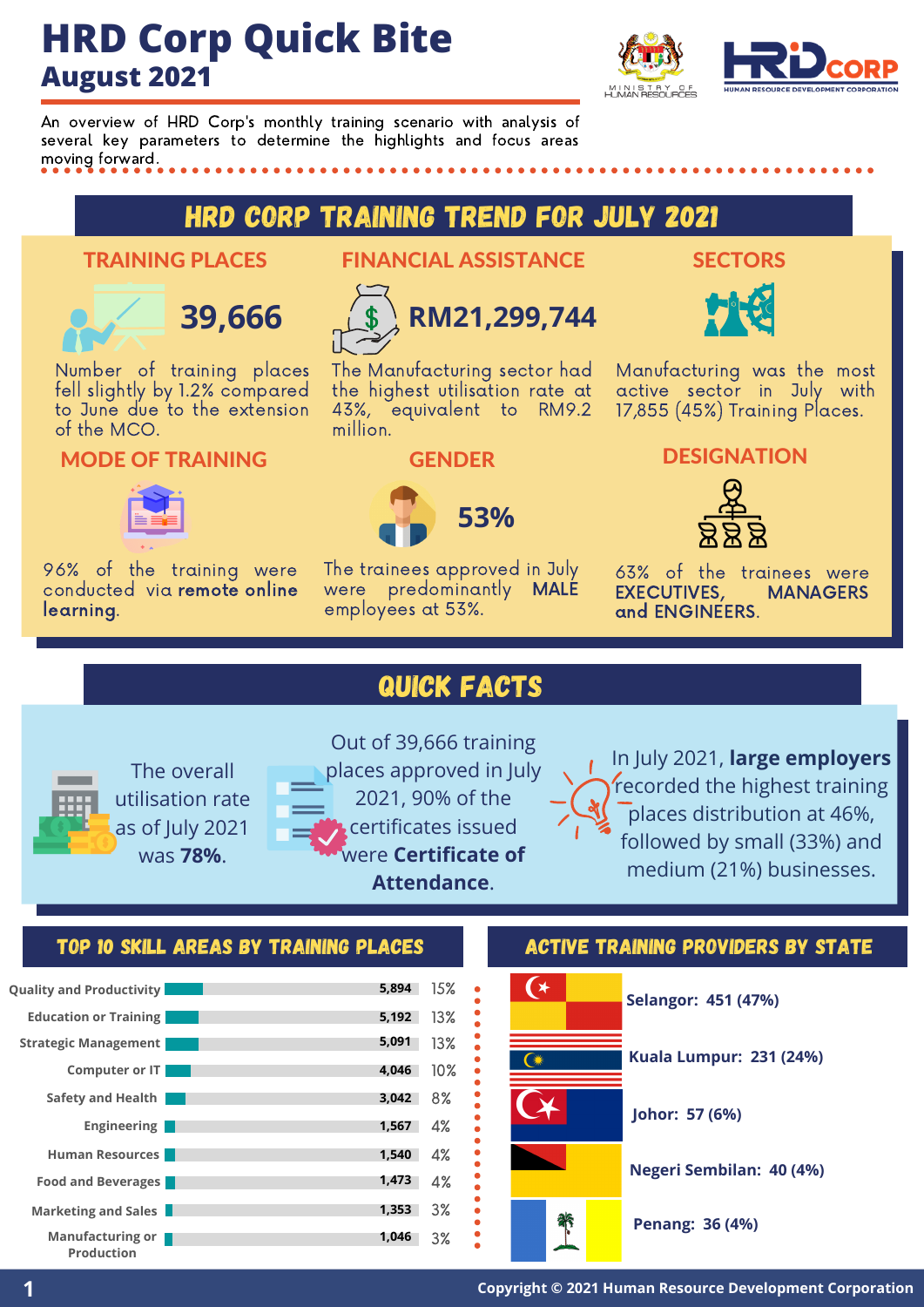# HRD Corp Quick Bite
## August 2021

An overview of HRD Corp's monthly training scenario with analysis of several key parameters to determine the highlights and focus areas moving forward.

## HRD CORP TRAINING TREND FOR JULY 2021

### TRAINING PLACES

**39,666**

Number of training places fell slightly by 1.2% compared to June due to the extension of the MCO.

### FINANCIAL ASSISTANCE

**RM21,299,744**

The Manufacturing sector had the highest utilisation rate at 43%, equivalent to RM9.2 million.

### SECTORS

Manufacturing was the most active sector in July with 17,855 (45%) Training Places.

### MODE OF TRAINING

96% of the training were conducted via **remote online learning**.

### GENDER

**53%**

The trainees approved in July were predominantly **MALE** employees at 53%.

### DESIGNATION

63% of the trainees were **EXECUTIVES, MANAGERS and ENGINEERS**.

## QUICK FACTS

The overall utilisation rate as of July 2021 was **78%**.

Out of 39,666 training places approved in July 2021, 90% of the certificates issued were **Certificate of Attendance**.

In July 2021, **large employers** recorded the highest training places distribution at 46%, followed by small (33%) and medium (21%) businesses.

## TOP 10 SKILL AREAS BY TRAINING PLACES

| Skill Area | Training Places | % |
|---|---|---|
| Quality and Productivity | 5,894 | 15% |
| Education or Training | 5,192 | 13% |
| Strategic Management | 5,091 | 13% |
| Computer or IT | 4,046 | 10% |
| Safety and Health | 3,042 | 8% |
| Engineering | 1,567 | 4% |
| Human Resources | 1,540 | 4% |
| Food and Beverages | 1,473 | 4% |
| Marketing and Sales | 1,353 | 3% |
| Manufacturing or Production | 1,046 | 3% |

## ACTIVE TRAINING PROVIDERS BY STATE

- **Selangor: 451 (47%)**
- **Kuala Lumpur: 231 (24%)**
- **Johor: 57 (6%)**
- **Negeri Sembilan: 40 (4%)**
- **Penang: 36 (4%)**

Copyright © 2021 Human Resource Development Corporation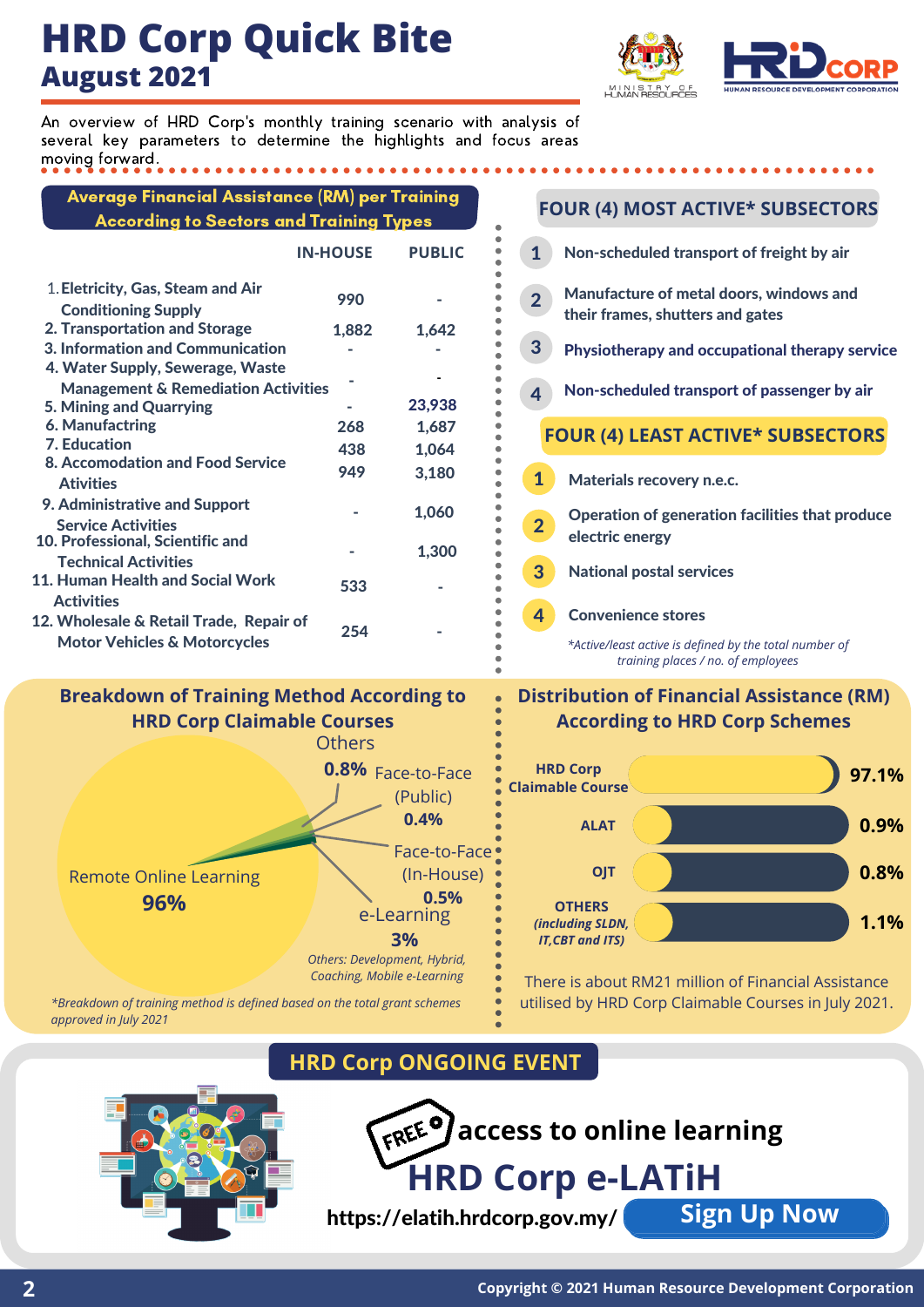# HRD Corp Quick Bite
## August 2021

An overview of HRD Corp's monthly training scenario with analysis of several key parameters to determine the highlights and focus areas moving forward.

### Average Financial Assistance (RM) per Training According to Sectors and Training Types

| | IN-HOUSE | PUBLIC |
|---|---|---|
| 1. Eletricity, Gas, Steam and Air Conditioning Supply | 990 | - |
| 2. Transportation and Storage | 1,882 | 1,642 |
| 3. Information and Communication | - | - |
| 4. Water Supply, Sewerage, Waste Management & Remediation Activities | - | - |
| 5. Mining and Quarrying | - | 23,938 |
| 6. Manufactring | 268 | 1,687 |
| 7. Education | 438 | 1,064 |
| 8. Accomodation and Food Service Ativities | 949 | 3,180 |
| 9. Administrative and Support Service Activities | - | 1,060 |
| 10. Professional, Scientific and Technical Activities | - | 1,300 |
| 11. Human Health and Social Work Activities | 533 | - |
| 12. Wholesale & Retail Trade, Repair of Motor Vehicles & Motorcycles | 254 | - |

### FOUR (4) MOST ACTIVE* SUBSECTORS

1. Non-scheduled transport of freight by air
2. Manufacture of metal doors, windows and their frames, shutters and gates
3. Physiotherapy and occupational therapy service
4. Non-scheduled transport of passenger by air

### FOUR (4) LEAST ACTIVE* SUBSECTORS

1. Materials recovery n.e.c.
2. Operation of generation facilities that produce electric energy
3. National postal services
4. Convenience stores

*Active/least active is defined by the total number of training places / no. of employees

### Breakdown of Training Method According to HRD Corp Claimable Courses

Remote Online Learning 96%
e-Learning 3%
Face-to-Face (In-House) 0.5%
Face-to-Face (Public) 0.4%
Others 0.8%

Others: Development, Hybrid, Coaching, Mobile e-Learning

*Breakdown of training method is defined based on the total grant schemes approved in July 2021

### Distribution of Financial Assistance (RM) According to HRD Corp Schemes

HRD Corp Claimable Course 97.1%
ALAT 0.9%
OJT 0.8%
OTHERS (including SLDN, IT,CBT and ITS) 1.1%

There is about RM21 million of Financial Assistance utilised by HRD Corp Claimable Courses in July 2021.

### HRD Corp ONGOING EVENT

FREE access to online learning

**HRD Corp e-LATiH**

https://elatih.hrdcorp.gov.my/ Sign Up Now

Copyright © 2021 Human Resource Development Corporation